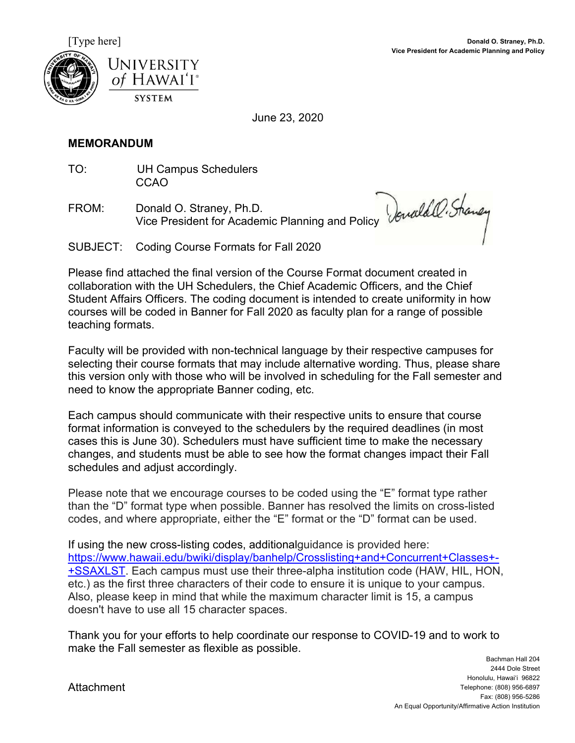[Type here]

**Donald O. Straney, Ph.D.**
**Vice President for Academic Planning and Policy**

UNIVERSITY of HAWAI'I® SYSTEM

June 23, 2020

**MEMORANDUM**

TO: UH Campus Schedulers
CCAO

FROM: Donald O. Straney, Ph.D.
Vice President for Academic Planning and Policy

SUBJECT: Coding Course Formats for Fall 2020

Please find attached the final version of the Course Format document created in collaboration with the UH Schedulers, the Chief Academic Officers, and the Chief Student Affairs Officers. The coding document is intended to create uniformity in how courses will be coded in Banner for Fall 2020 as faculty plan for a range of possible teaching formats.

Faculty will be provided with non-technical language by their respective campuses for selecting their course formats that may include alternative wording. Thus, please share this version only with those who will be involved in scheduling for the Fall semester and need to know the appropriate Banner coding, etc.

Each campus should communicate with their respective units to ensure that course format information is conveyed to the schedulers by the required deadlines (in most cases this is June 30). Schedulers must have sufficient time to make the necessary changes, and students must be able to see how the format changes impact their Fall schedules and adjust accordingly.

Please note that we encourage courses to be coded using the "E" format type rather than the "D" format type when possible. Banner has resolved the limits on cross-listed codes, and where appropriate, either the "E" format or the "D" format can be used.

If using the new cross-listing codes, additionalguidance is provided here: https://www.hawaii.edu/bwiki/display/banhelp/Crosslisting+and+Concurrent+Classes+-+SSAXLST. Each campus must use their three-alpha institution code (HAW, HIL, HON, etc.) as the first three characters of their code to ensure it is unique to your campus. Also, please keep in mind that while the maximum character limit is 15, a campus doesn't have to use all 15 character spaces.

Thank you for your efforts to help coordinate our response to COVID-19 and to work to make the Fall semester as flexible as possible.

Attachment

Bachman Hall 204
2444 Dole Street
Honolulu, Hawai'i 96822
Telephone: (808) 956-6897
Fax: (808) 956-5286
An Equal Opportunity/Affirmative Action Institution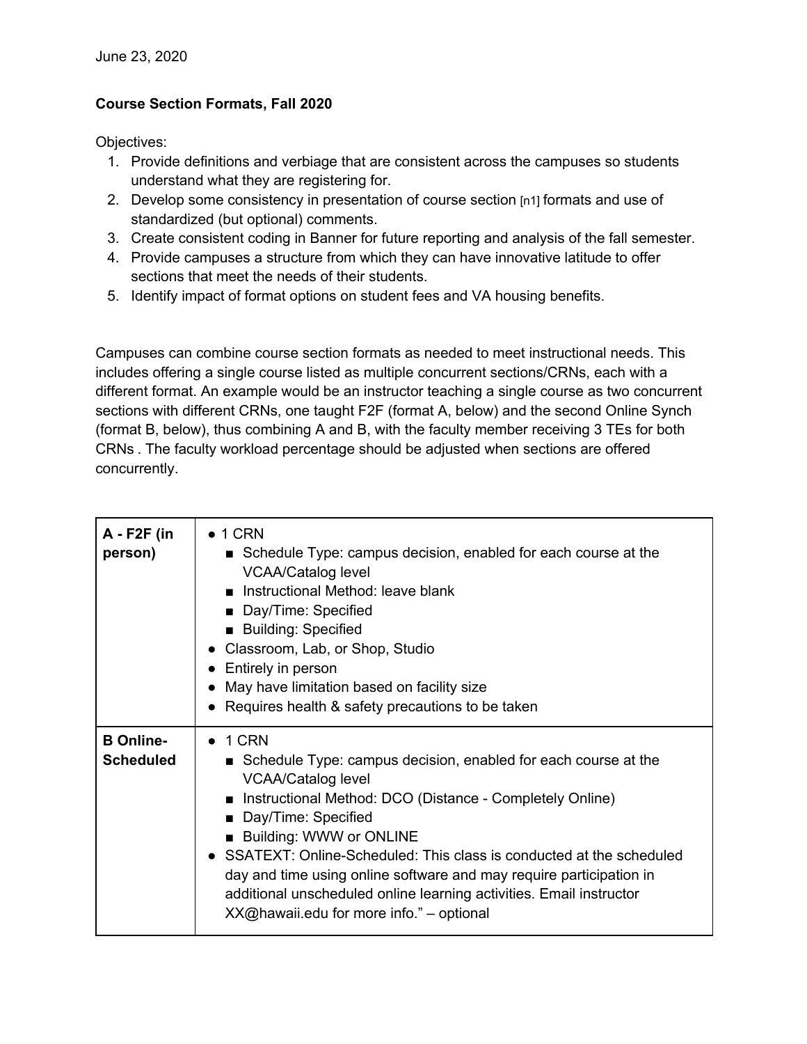June 23, 2020

**Course Section Formats, Fall 2020**

Objectives:

1. Provide definitions and verbiage that are consistent across the campuses so students understand what they are registering for.
2. Develop some consistency in presentation of course section [n1] formats and use of standardized (but optional) comments.
3. Create consistent coding in Banner for future reporting and analysis of the fall semester.
4. Provide campuses a structure from which they can have innovative latitude to offer sections that meet the needs of their students.
5. Identify impact of format options on student fees and VA housing benefits.

Campuses can combine course section formats as needed to meet instructional needs. This includes offering a single course listed as multiple concurrent sections/CRNs, each with a different format. An example would be an instructor teaching a single course as two concurrent sections with different CRNs, one taught F2F (format A, below) and the second Online Synch (format B, below), thus combining A and B, with the faculty member receiving 3 TEs for both CRNs . The faculty workload percentage should be adjusted when sections are offered concurrently.

| | |
|---|---|
| **A - F2F (in person)** | • 1 CRN<br>  ■ Schedule Type: campus decision, enabled for each course at the VCAA/Catalog level<br>  ■ Instructional Method: leave blank<br>  ■ Day/Time: Specified<br>  ■ Building: Specified<br>• Classroom, Lab, or Shop, Studio<br>• Entirely in person<br>• May have limitation based on facility size<br>• Requires health & safety precautions to be taken |
| **B Online-Scheduled** | • 1 CRN<br>  ■ Schedule Type: campus decision, enabled for each course at the VCAA/Catalog level<br>  ■ Instructional Method: DCO (Distance - Completely Online)<br>  ■ Day/Time: Specified<br>  ■ Building: WWW or ONLINE<br>• SSATEXT: Online-Scheduled: This class is conducted at the scheduled day and time using online software and may require participation in additional unscheduled online learning activities. Email instructor XX@hawaii.edu for more info." – optional |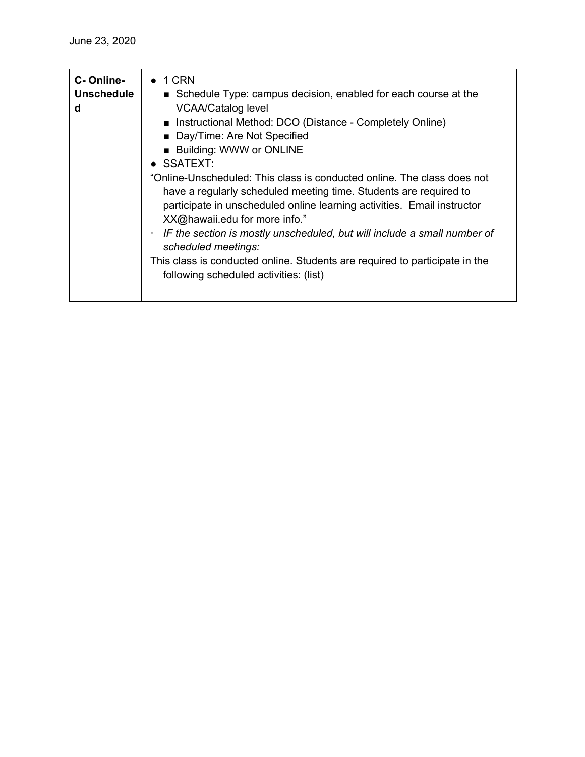| | |
|---|---|
| **C- Online-Unscheduled** | ● 1 CRN<br>■ Schedule Type: campus decision, enabled for each course at the VCAA/Catalog level<br>■ Instructional Method: DCO (Distance - Completely Online)<br>■ Day/Time: Are <u>Not</u> Specified<br>■ Building: WWW or ONLINE<br>● SSATEXT:<br>"Online-Unscheduled: This class is conducted online. The class does not have a regularly scheduled meeting time. Students are required to participate in unscheduled online learning activities. Email instructor XX@hawaii.edu for more info."<br>· *IF the section is mostly unscheduled, but will include a small number of scheduled meetings:*<br>This class is conducted online. Students are required to participate in the following scheduled activities: (list) |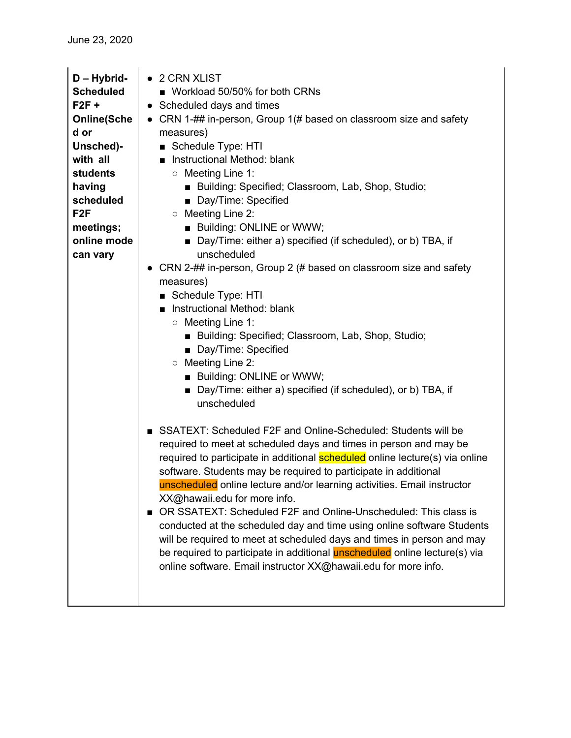June 23, 2020

| | |
|---|---|
| **D – Hybrid-Scheduled F2F + Online(Sched or Unsched)- with all students having scheduled F2F meetings; online mode can vary** | • 2 CRN XLIST<br>  ■ Workload 50/50% for both CRNs<br>• Scheduled days and times<br>• CRN 1-## in-person, Group 1(# based on classroom size and safety measures)<br>  ■ Schedule Type: HTI<br>  ■ Instructional Method: blank<br>    ○ Meeting Line 1:<br>      ■ Building: Specified; Classroom, Lab, Shop, Studio;<br>      ■ Day/Time: Specified<br>    ○ Meeting Line 2:<br>      ■ Building: ONLINE or WWW;<br>      ■ Day/Time: either a) specified (if scheduled), or b) TBA, if unscheduled<br>• CRN 2-## in-person, Group 2 (# based on classroom size and safety measures)<br>  ■ Schedule Type: HTI<br>  ■ Instructional Method: blank<br>    ○ Meeting Line 1:<br>      ■ Building: Specified; Classroom, Lab, Shop, Studio;<br>      ■ Day/Time: Specified<br>    ○ Meeting Line 2:<br>      ■ Building: ONLINE or WWW;<br>      ■ Day/Time: either a) specified (if scheduled), or b) TBA, if unscheduled<br><br>■ SSATEXT: Scheduled F2F and Online-Scheduled: Students will be required to meet at scheduled days and times in person and may be required to participate in additional scheduled online lecture(s) via online software. Students may be required to participate in additional unscheduled online lecture and/or learning activities. Email instructor XX@hawaii.edu for more info.<br>■ OR SSATEXT: Scheduled F2F and Online-Unscheduled: This class is conducted at the scheduled day and time using online software Students will be required to meet at scheduled days and times in person and may be required to participate in additional unscheduled online lecture(s) via online software. Email instructor XX@hawaii.edu for more info. |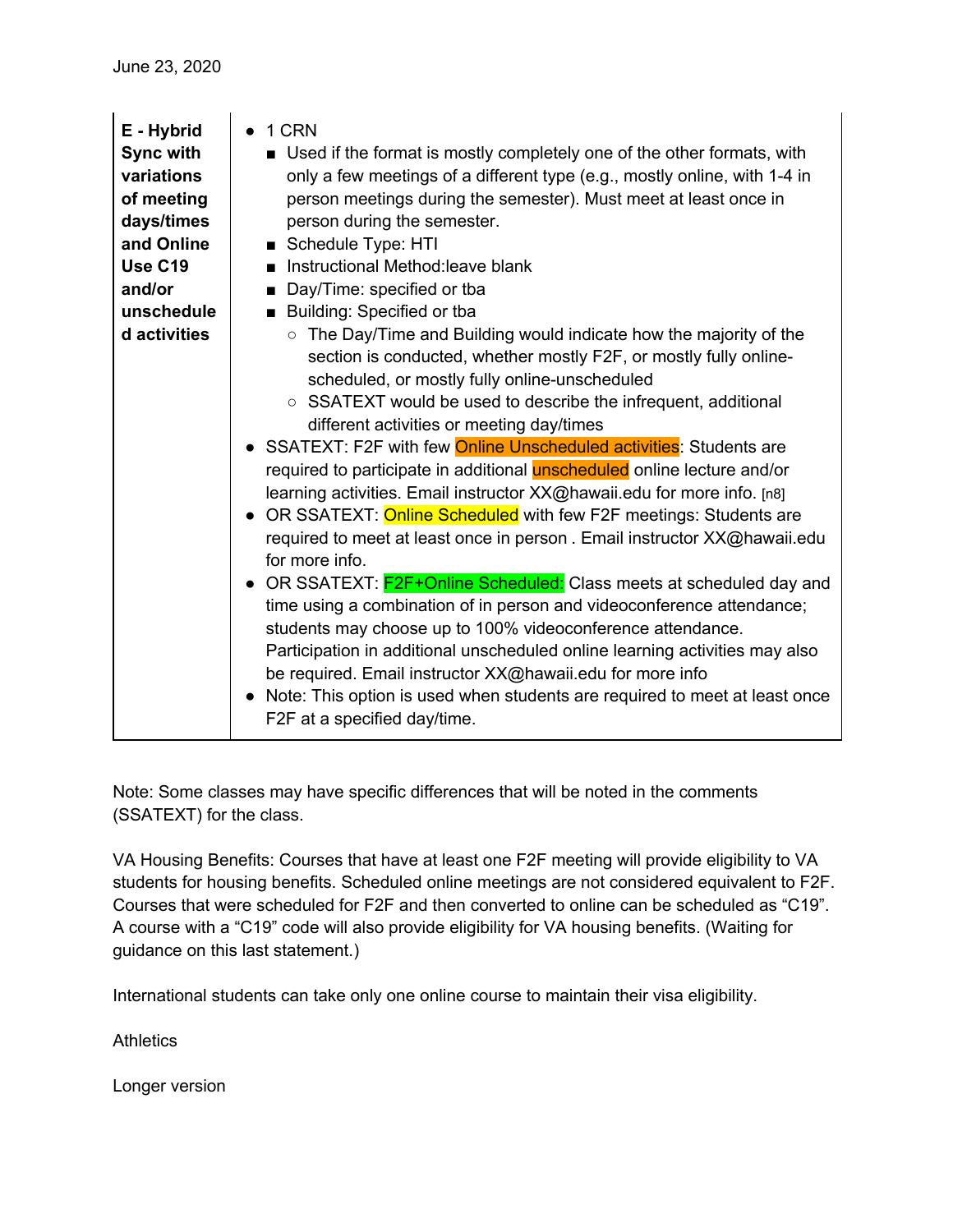June 23, 2020

| **E - Hybrid Sync with variations of meeting days/times and Online Use C19 and/or unscheduled activities** | • 1 CRN<br>&nbsp;&nbsp;■ Used if the format is mostly completely one of the other formats, with only a few meetings of a different type (e.g., mostly online, with 1-4 in person meetings during the semester). Must meet at least once in person during the semester.<br>&nbsp;&nbsp;■ Schedule Type: HTI<br>&nbsp;&nbsp;■ Instructional Method:leave blank<br>&nbsp;&nbsp;■ Day/Time: specified or tba<br>&nbsp;&nbsp;■ Building: Specified or tba<br>&nbsp;&nbsp;&nbsp;&nbsp;○ The Day/Time and Building would indicate how the majority of the section is conducted, whether mostly F2F, or mostly fully online-scheduled, or mostly fully online-unscheduled<br>&nbsp;&nbsp;&nbsp;&nbsp;○ SSATEXT would be used to describe the infrequent, additional different activities or meeting day/times<br>• SSATEXT: F2F with few Online Unscheduled activities: Students are required to participate in additional unscheduled online lecture and/or learning activities. Email instructor XX@hawaii.edu for more info. [n8]<br>• OR SSATEXT: Online Scheduled with few F2F meetings: Students are required to meet at least once in person . Email instructor XX@hawaii.edu for more info.<br>• OR SSATEXT: F2F+Online Scheduled: Class meets at scheduled day and time using a combination of in person and videoconference attendance; students may choose up to 100% videoconference attendance. Participation in additional unscheduled online learning activities may also be required. Email instructor XX@hawaii.edu for more info<br>• Note: This option is used when students are required to meet at least once F2F at a specified day/time. |
|---|---|

Note: Some classes may have specific differences that will be noted in the comments (SSATEXT) for the class.

VA Housing Benefits: Courses that have at least one F2F meeting will provide eligibility to VA students for housing benefits. Scheduled online meetings are not considered equivalent to F2F. Courses that were scheduled for F2F and then converted to online can be scheduled as "C19". A course with a "C19" code will also provide eligibility for VA housing benefits. (Waiting for guidance on this last statement.)

International students can take only one online course to maintain their visa eligibility.

Athletics

Longer version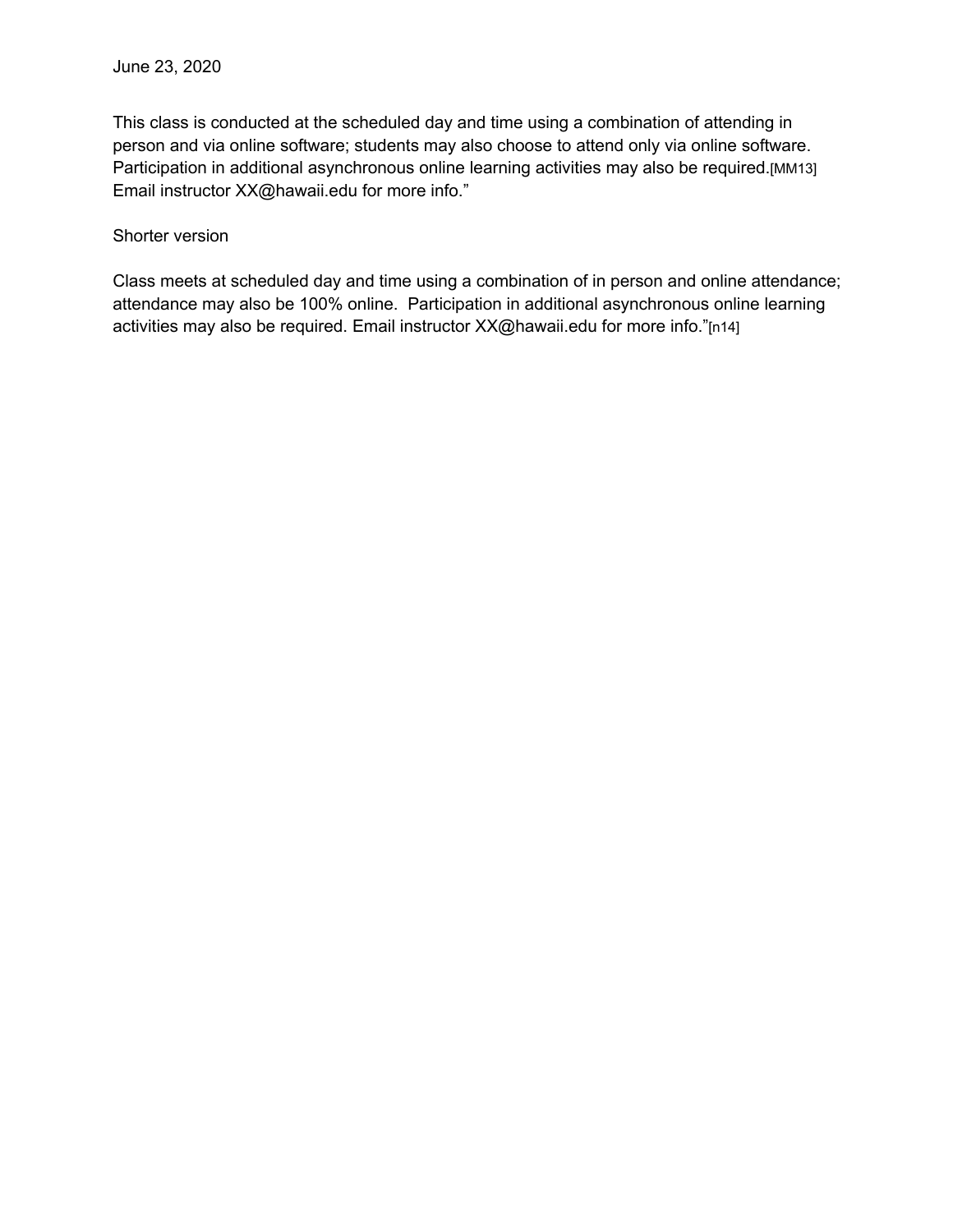June 23, 2020

This class is conducted at the scheduled day and time using a combination of attending in person and via online software; students may also choose to attend only via online software. Participation in additional asynchronous online learning activities may also be required.[MM13] Email instructor XX@hawaii.edu for more info."

Shorter version

Class meets at scheduled day and time using a combination of in person and online attendance; attendance may also be 100% online.  Participation in additional asynchronous online learning activities may also be required. Email instructor XX@hawaii.edu for more info."[n14]